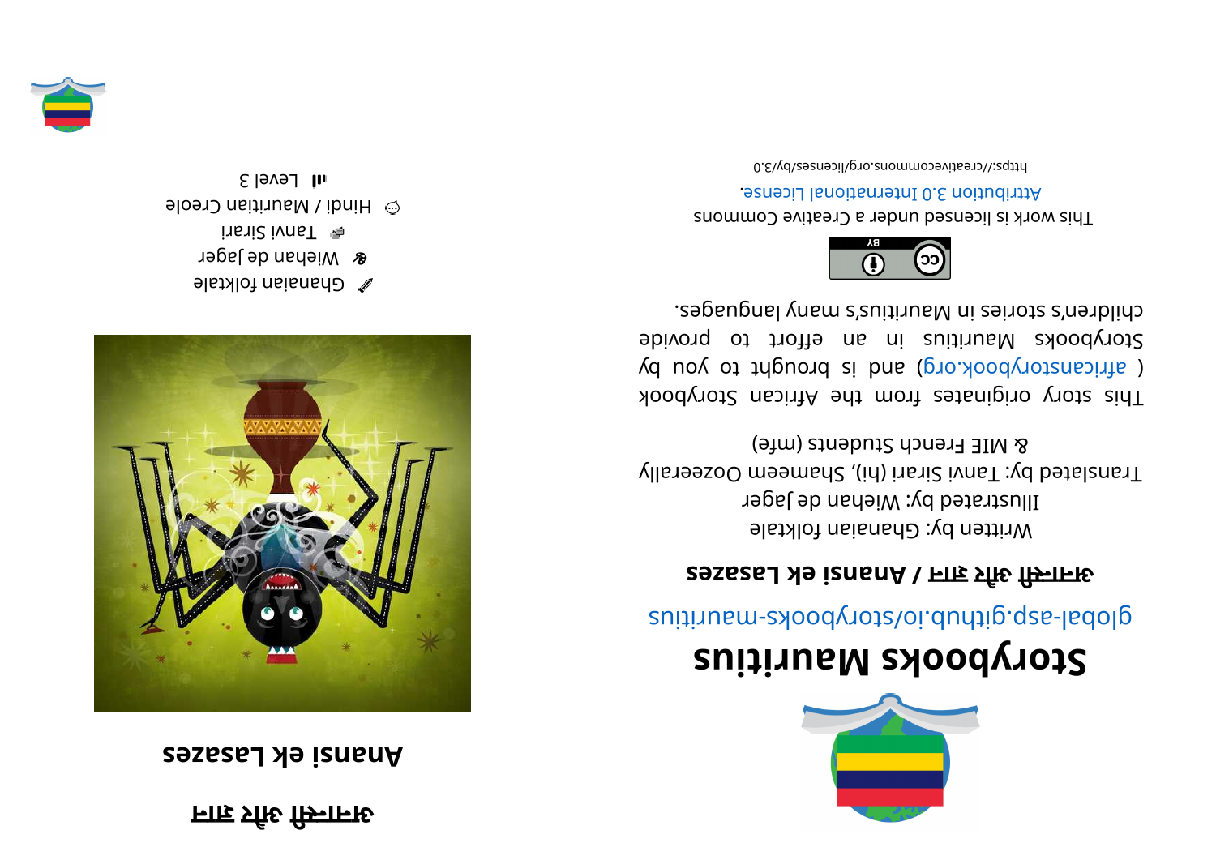# Storybooks Mauritius

global-asp.github.io/storybooks-mauritius

**अनान्सी और घड़ा / Anansi ek Lasazes**

Written by: Ghanaian folktale

Illustrated by: Wiehan de Jager

Translated by: Tanvi Sirari (hi), Shameem Oozeerally & MIE French Students (mfe)

This story originates from the African Storybook ( africanstorybook.org ) and is brought to you by Storybooks Mauritius in an effort to provide children's stories in Mauritius's many languages.

This work is licensed under a Creative Commons Attribution 3.0 International License.

https://creativecommons.org/licenses/by/3.0

# अनान्सी और घड़ा

# Anansi ek Lasazes

Ghanaian folktale

Wiehan de Jager

Tanvi Sirari

Hindi / Mauritian Creole

Level 3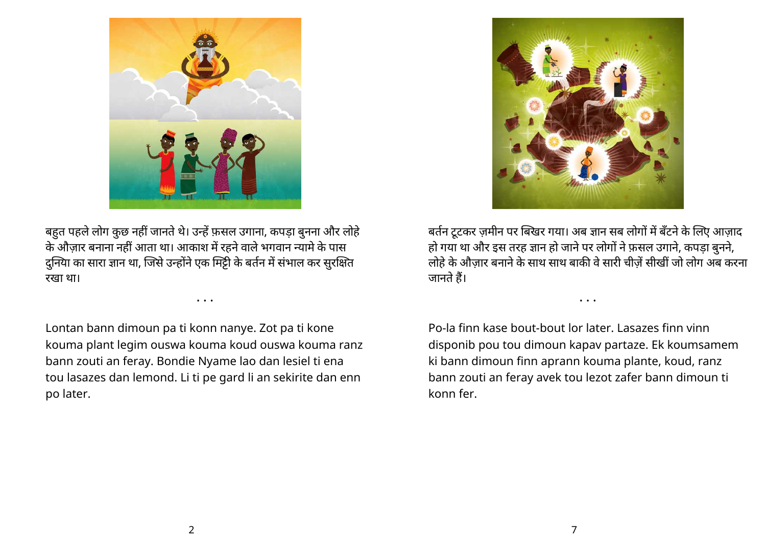बहुत पहले लोग कुछ नहीं जानते थे। उन्हें फ़सल उगाना, कपड़ा बुनना और लोहे के औज़ार बनाना नहीं आता था। आकाश में रहने वाले भगवान न्यामे के पास दुनिया का सारा ज्ञान था, जिसे उन्होंने एक मिट्टी के बर्तन में संभाल कर सुरक्षित रखा था।

. . .

Lontan bann dimoun pa ti konn nanye. Zot pa ti kone kouma plant legim ouswa kouma koud ouswa kouma ranz bann zouti an feray. Bondie Nyame lao dan lesiel ti ena tou lasazes dan lemond. Li ti pe gard li an sekirite dan enn po later.

बर्तन टूटकर ज़मीन पर बिखर गया। अब ज्ञान सब लोगों में बँटने के लिए आज़ाद हो गया था और इस तरह ज्ञान हो जाने पर लोगों ने फ़सल उगाने, कपड़ा बुनने, लोहे के औज़ार बनाने के साथ साथ बाकी वे सारी चीज़ें सीखीं जो लोग अब करना जानते हैं।

. . .

Po-la finn kase bout-bout lor later. Lasazes finn vinn disponib pou tou dimoun kapav partaze. Ek koumsamem ki bann dimoun finn aprann kouma plante, koud, ranz bann zouti an feray avek tou lezot zafer bann dimoun ti konn fer.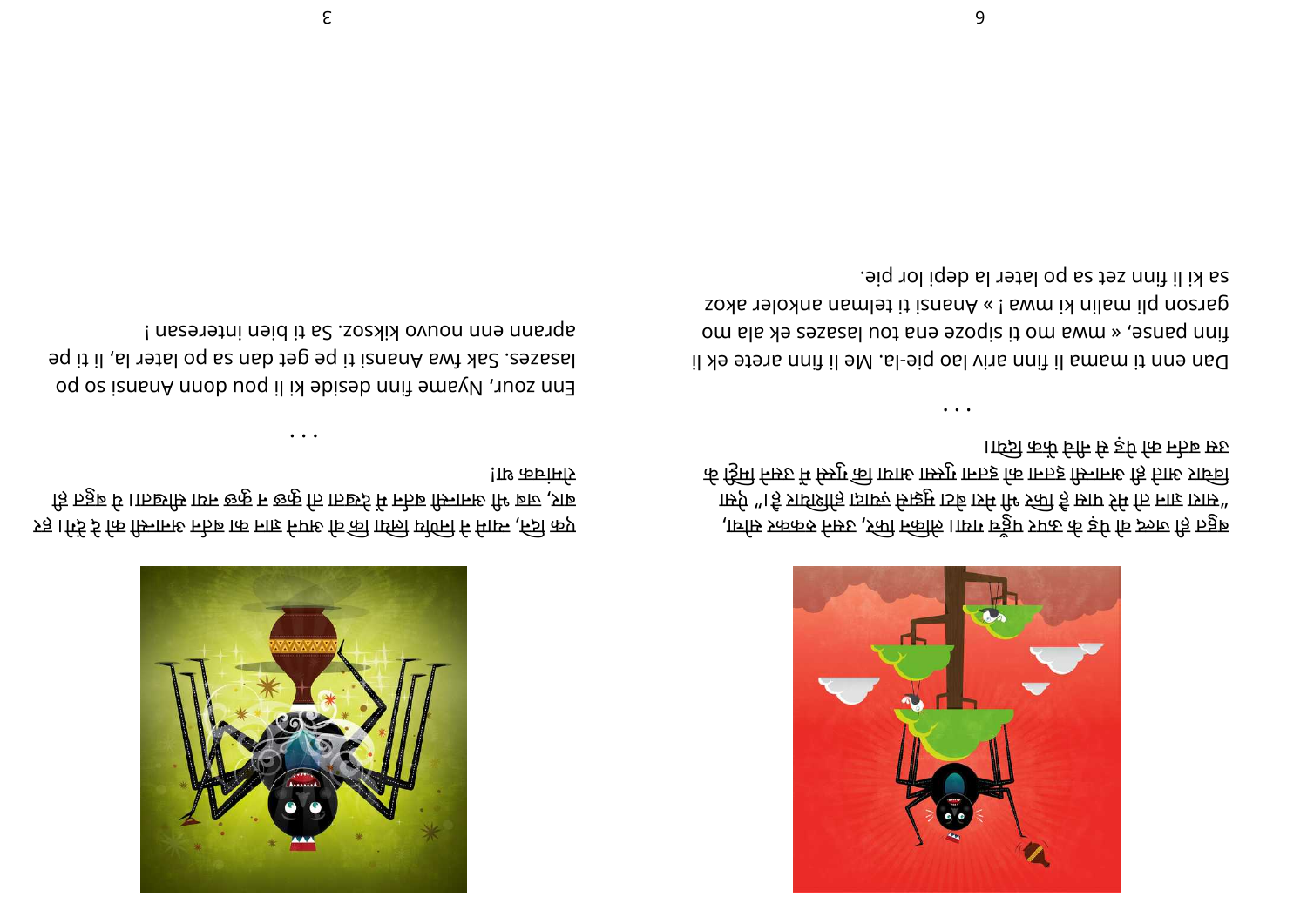बहुत ही जल्दी वो पेड़ के ऊपर पहुँच गया। लेकिन फिर, उसने रुककर सोचा, “मुझे तो सारा ज्ञान होना चाहिए और मेरा बेटा मुझसे ज़्यादा होशियार है!” अनंसी को इतना गुस्सा आया कि उसने पेड़ के ऊपर से घड़े को नीचे फेंक दिया।

...

Dan enn ti mama li finn ariv lao pie-la. Me li finn arete ek li finn panse, « mwa mo ti sipoze ena tou lasazes ek ala mo garson pli malin ki mwa ! » Anansi ti telman ankoler akoz sa ki li finn zet sa po later la depi lor pie.

एक दिन, न्यामे ने फैसला किया कि वो अपने ज्ञान का बर्तन अनंसी को दे देगा। हर बार, जब भी अनंसी बर्तन में देखता वो कुछ न कुछ नया सीखता। ये बहुत ही रोमांचक था!

...

Enn zour, Nyame finn deside ki li pou donn Anansi so po lasazes. Sak fwa Anansi ti pe get dan sa po later la, li ti pe aprann enn nouvo kiksoz. Sa ti bien interesan !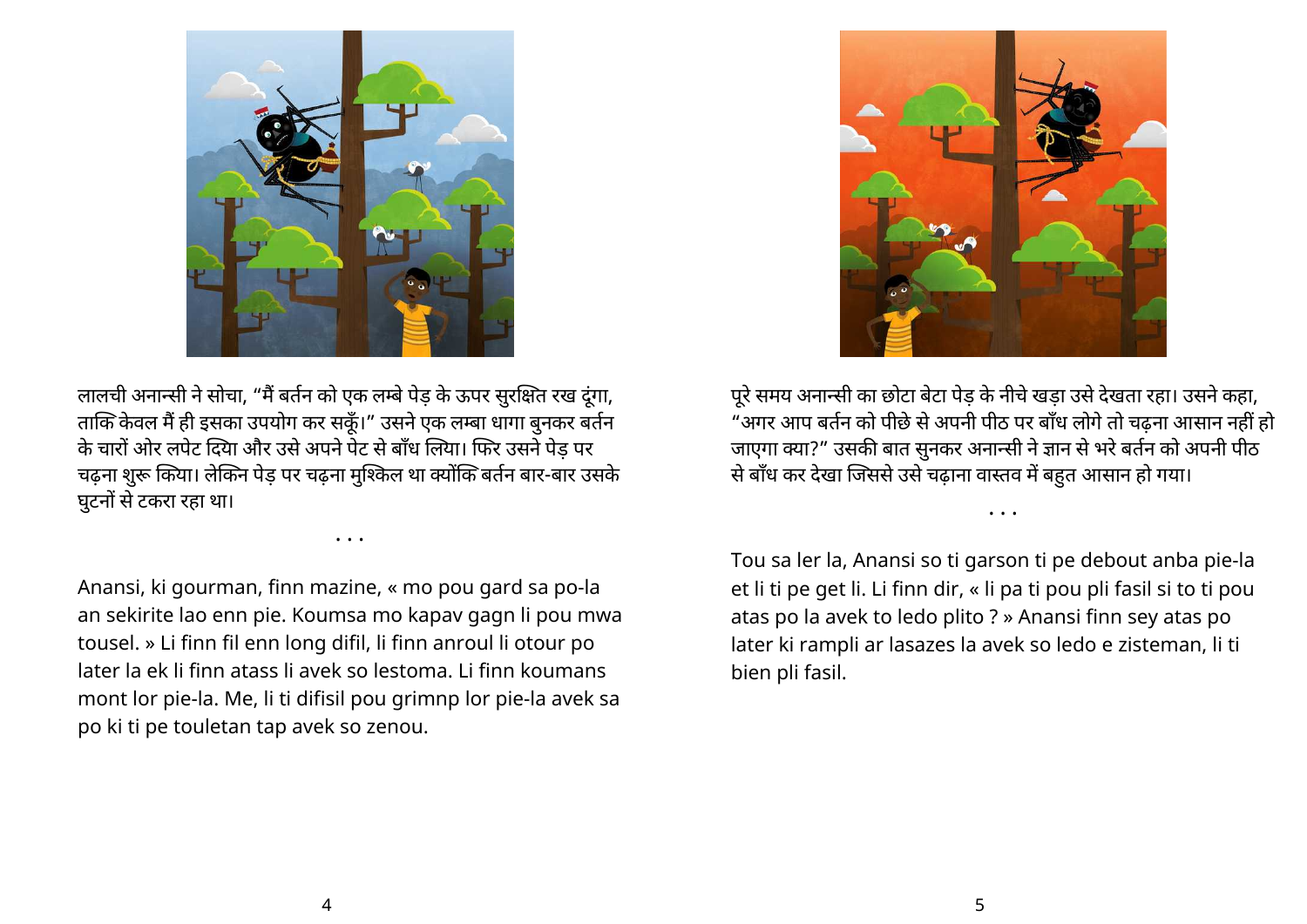लालची अनान्सी ने सोचा, "मैं बर्तन को एक लम्बे पेड़ के ऊपर सुरक्षित रख दूंगा, ताकि केवल मैं ही इसका उपयोग कर सकूँ।" उसने एक लम्बा धागा बुनकर बर्तन के चारों ओर लपेट दिया और उसे अपने पेट से बाँध लिया। फिर उसने पेड़ पर चढ़ना शुरू किया। लेकिन पेड़ पर चढ़ना मुश्किल था क्योंकि बर्तन बार-बार उसके घुटनों से टकरा रहा था।

. . .

Anansi, ki gourman, finn mazine, « mo pou gard sa po-la an sekirite lao enn pie. Koumsa mo kapav gagn li pou mwa tousel. » Li finn fil enn long difil, li finn anroul li otour po later la ek li finn atass li avek so lestoma. Li finn koumans mont lor pie-la. Me, li ti difisil pou grimnp lor pie-la avek sa po ki ti pe touletan tap avek so zenou.

पूरे समय अनान्सी का छोटा बेटा पेड़ के नीचे खड़ा उसे देखता रहा। उसने कहा, "अगर आप बर्तन को पीछे से अपनी पीठ पर बाँध लोगे तो चढ़ना आसान नहीं हो जाएगा क्या?" उसकी बात सुनकर अनान्सी ने ज्ञान से भरे बर्तन को अपनी पीठ से बाँध कर देखा जिससे उसे चढ़ाना वास्तव में बहुत आसान हो गया।

. . .

Tou sa ler la, Anansi so ti garson ti pe debout anba pie-la et li ti pe get li. Li finn dir, « li pa ti pou pli fasil si to ti pou atas po la avek to ledo plito ? » Anansi finn sey atas po later ki rampli ar lasazes la avek so ledo e zisteman, li ti bien pli fasil.